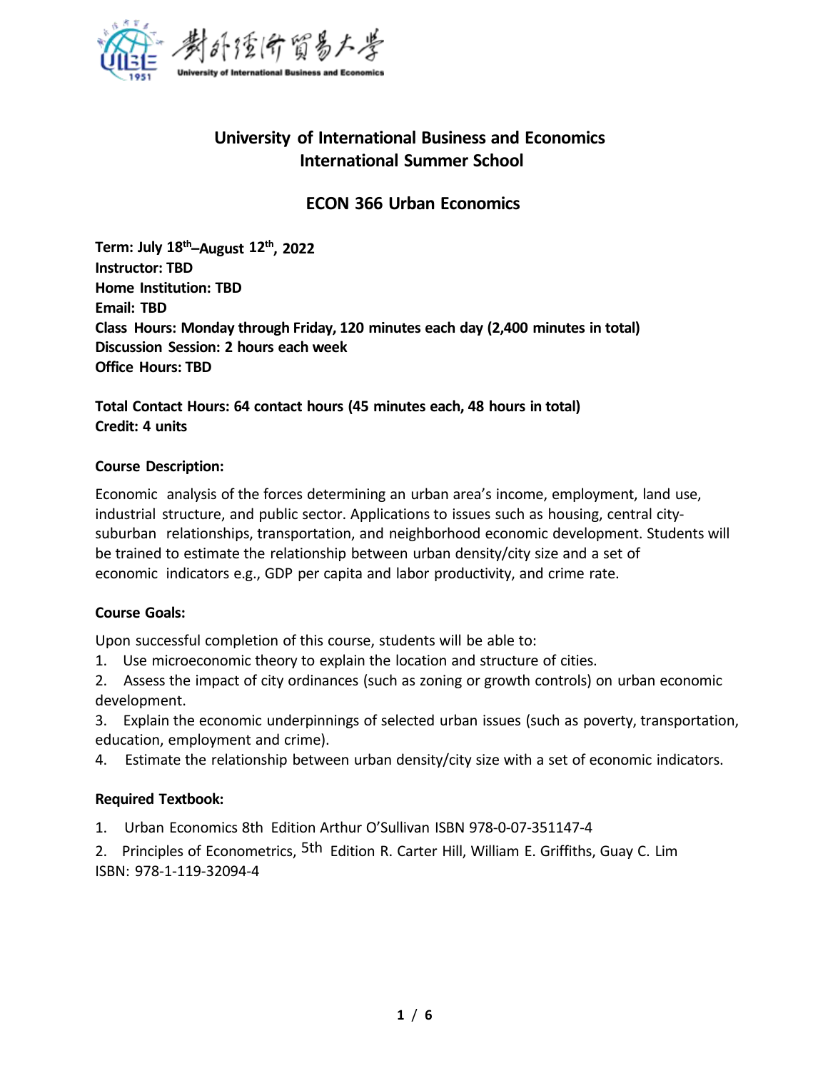# University of International Business and Economics
## International Summer School

## ECON 366 Urban Economics

**Term: July 18th–August 12th, 2022**
**Instructor: TBD**
**Home Institution: TBD**
**Email: TBD**
**Class Hours: Monday through Friday, 120 minutes each day (2,400 minutes in total)**
**Discussion Session: 2 hours each week**
**Office Hours: TBD**

**Total Contact Hours: 64 contact hours (45 minutes each, 48 hours in total)**
**Credit: 4 units**

**Course Description:**

Economic analysis of the forces determining an urban area's income, employment, land use, industrial structure, and public sector. Applications to issues such as housing, central city-suburban relationships, transportation, and neighborhood economic development. Students will be trained to estimate the relationship between urban density/city size and a set of economic indicators e.g., GDP per capita and labor productivity, and crime rate.

**Course Goals:**

Upon successful completion of this course, students will be able to:

1. Use microeconomic theory to explain the location and structure of cities.
2. Assess the impact of city ordinances (such as zoning or growth controls) on urban economic development.
3. Explain the economic underpinnings of selected urban issues (such as poverty, transportation, education, employment and crime).
4. Estimate the relationship between urban density/city size with a set of economic indicators.

**Required Textbook:**

1. Urban Economics 8th Edition Arthur O'Sullivan ISBN 978-0-07-351147-4
2. Principles of Econometrics, 5th Edition R. Carter Hill, William E. Griffiths, Guay C. Lim ISBN: 978-1-119-32094-4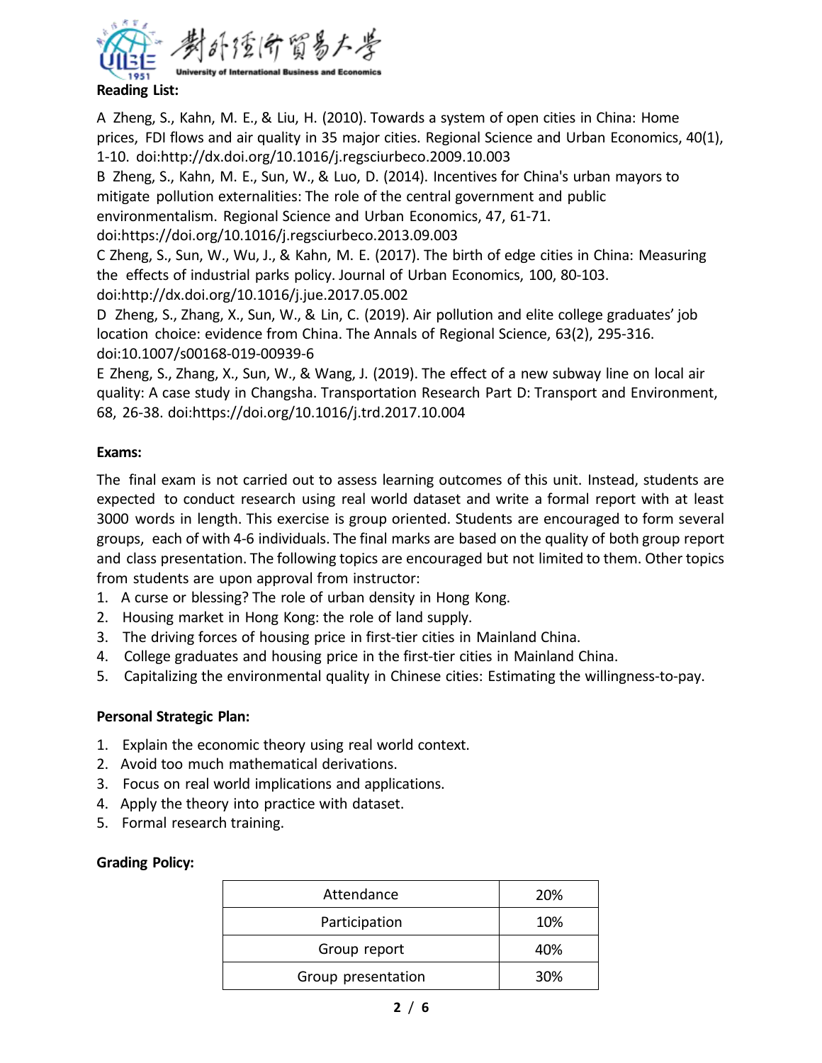**Reading List:**

A Zheng, S., Kahn, M. E., & Liu, H. (2010). Towards a system of open cities in China: Home prices, FDI flows and air quality in 35 major cities. Regional Science and Urban Economics, 40(1), 1-10. doi:http://dx.doi.org/10.1016/j.regsciurbeco.2009.10.003

B Zheng, S., Kahn, M. E., Sun, W., & Luo, D. (2014). Incentives for China's urban mayors to mitigate pollution externalities: The role of the central government and public environmentalism. Regional Science and Urban Economics, 47, 61-71. doi:https://doi.org/10.1016/j.regsciurbeco.2013.09.003

C Zheng, S., Sun, W., Wu, J., & Kahn, M. E. (2017). The birth of edge cities in China: Measuring the effects of industrial parks policy. Journal of Urban Economics, 100, 80-103. doi:http://dx.doi.org/10.1016/j.jue.2017.05.002

D Zheng, S., Zhang, X., Sun, W., & Lin, C. (2019). Air pollution and elite college graduates' job location choice: evidence from China. The Annals of Regional Science, 63(2), 295-316. doi:10.1007/s00168-019-00939-6

E Zheng, S., Zhang, X., Sun, W., & Wang, J. (2019). The effect of a new subway line on local air quality: A case study in Changsha. Transportation Research Part D: Transport and Environment, 68, 26-38. doi:https://doi.org/10.1016/j.trd.2017.10.004

**Exams:**

The final exam is not carried out to assess learning outcomes of this unit. Instead, students are expected to conduct research using real world dataset and write a formal report with at least 3000 words in length. This exercise is group oriented. Students are encouraged to form several groups, each of with 4-6 individuals. The final marks are based on the quality of both group report and class presentation. The following topics are encouraged but not limited to them. Other topics from students are upon approval from instructor:

1. A curse or blessing? The role of urban density in Hong Kong.
2. Housing market in Hong Kong: the role of land supply.
3. The driving forces of housing price in first-tier cities in Mainland China.
4. College graduates and housing price in the first-tier cities in Mainland China.
5. Capitalizing the environmental quality in Chinese cities: Estimating the willingness-to-pay.

**Personal Strategic Plan:**

1. Explain the economic theory using real world context.
2. Avoid too much mathematical derivations.
3. Focus on real world implications and applications.
4. Apply the theory into practice with dataset.
5. Formal research training.

**Grading Policy:**

| Component | Weight |
| --- | --- |
| Attendance | 20% |
| Participation | 10% |
| Group report | 40% |
| Group presentation | 30% |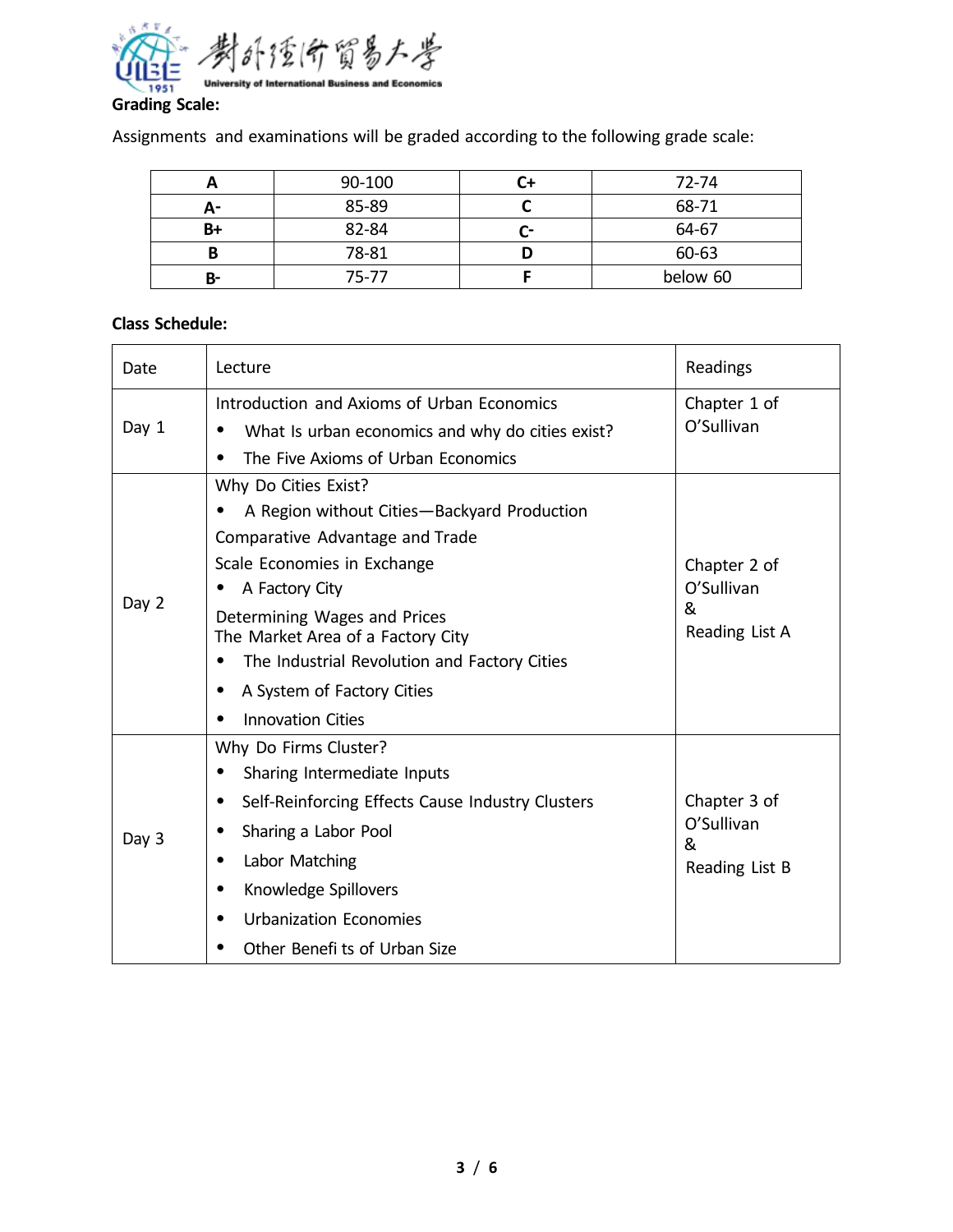**Grading Scale:**

Assignments and examinations will be graded according to the following grade scale:

| **A** | 90-100 | **C+** | 72-74 |
|---|---|---|---|
| **A-** | 85-89 | **C** | 68-71 |
| **B+** | 82-84 | **C-** | 64-67 |
| **B** | 78-81 | **D** | 60-63 |
| **B-** | 75-77 | **F** | below 60 |

**Class Schedule:**

| Date | Lecture | Readings |
|---|---|---|
| Day 1 | Introduction and Axioms of Urban Economics<br>• What Is urban economics and why do cities exist?<br>• The Five Axioms of Urban Economics | Chapter 1 of O'Sullivan |
| Day 2 | Why Do Cities Exist?<br>• A Region without Cities—Backyard Production<br>Comparative Advantage and Trade<br>Scale Economies in Exchange<br>• A Factory City<br>Determining Wages and Prices<br>The Market Area of a Factory City<br>• The Industrial Revolution and Factory Cities<br>• A System of Factory Cities<br>• Innovation Cities | Chapter 2 of O'Sullivan<br>&<br>Reading List A |
| Day 3 | Why Do Firms Cluster?<br>• Sharing Intermediate Inputs<br>• Self-Reinforcing Effects Cause Industry Clusters<br>• Sharing a Labor Pool<br>• Labor Matching<br>• Knowledge Spillovers<br>• Urbanization Economies<br>• Other Benefi ts of Urban Size | Chapter 3 of O'Sullivan<br>&<br>Reading List B |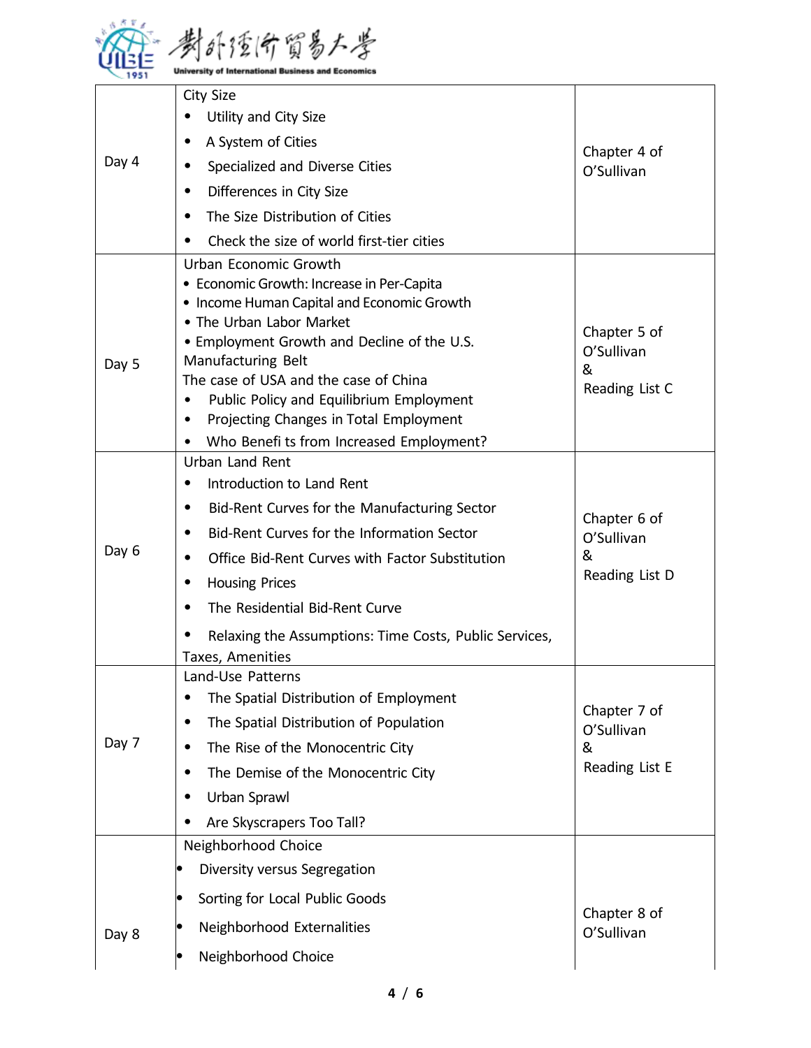| | | |
|---|---|---|
| Day 4 | City Size<br>• Utility and City Size<br>• A System of Cities<br>• Specialized and Diverse Cities<br>• Differences in City Size<br>• The Size Distribution of Cities<br>• Check the size of world first-tier cities | Chapter 4 of O'Sullivan |
| Day 5 | Urban Economic Growth<br>• Economic Growth: Increase in Per-Capita<br>• Income Human Capital and Economic Growth<br>• The Urban Labor Market<br>• Employment Growth and Decline of the U.S. Manufacturing Belt<br>The case of USA and the case of China<br>• Public Policy and Equilibrium Employment<br>• Projecting Changes in Total Employment<br>• Who Benefi ts from Increased Employment? | Chapter 5 of O'Sullivan<br>&<br>Reading List C |
| Day 6 | Urban Land Rent<br>• Introduction to Land Rent<br>• Bid-Rent Curves for the Manufacturing Sector<br>• Bid-Rent Curves for the Information Sector<br>• Office Bid-Rent Curves with Factor Substitution<br>• Housing Prices<br>• The Residential Bid-Rent Curve<br>• Relaxing the Assumptions: Time Costs, Public Services, Taxes, Amenities | Chapter 6 of O'Sullivan<br>&<br>Reading List D |
| Day 7 | Land-Use Patterns<br>• The Spatial Distribution of Employment<br>• The Spatial Distribution of Population<br>• The Rise of the Monocentric City<br>• The Demise of the Monocentric City<br>• Urban Sprawl<br>• Are Skyscrapers Too Tall? | Chapter 7 of O'Sullivan<br>&<br>Reading List E |
| Day 8 | Neighborhood Choice<br>• Diversity versus Segregation<br>• Sorting for Local Public Goods<br>• Neighborhood Externalities<br>• Neighborhood Choice | Chapter 8 of O'Sullivan |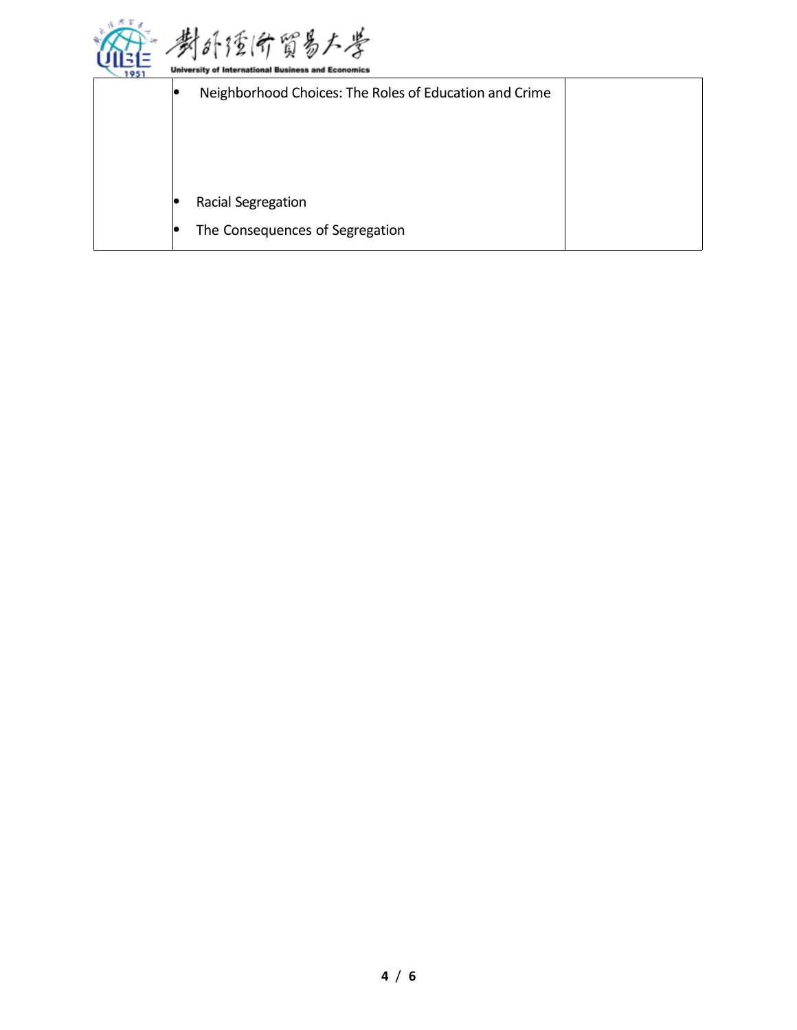|  |  |  |
|---|---|---|
|  | • Neighborhood Choices: The Roles of Education and Crime<br><br>• Racial Segregation<br><br>• The Consequences of Segregation |  |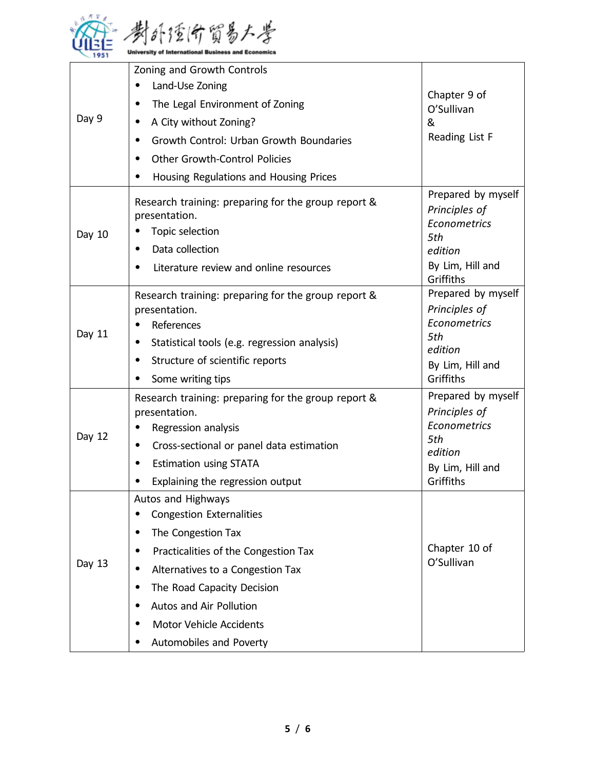| Day 9 | Zoning and Growth Controls<br>• Land-Use Zoning<br>• The Legal Environment of Zoning<br>• A City without Zoning?<br>• Growth Control: Urban Growth Boundaries<br>• Other Growth-Control Policies<br>• Housing Regulations and Housing Prices | Chapter 9 of O'Sullivan<br>&<br>Reading List F |
|---|---|---|
| Day 10 | Research training: preparing for the group report & presentation.<br>• Topic selection<br>• Data collection<br>• Literature review and online resources | Prepared by myself<br>*Principles of Econometrics 5th edition*<br>By Lim, Hill and Griffiths |
| Day 11 | Research training: preparing for the group report & presentation.<br>• References<br>• Statistical tools (e.g. regression analysis)<br>• Structure of scientific reports<br>• Some writing tips | Prepared by myself<br>*Principles of Econometrics 5th edition*<br>By Lim, Hill and Griffiths |
| Day 12 | Research training: preparing for the group report & presentation.<br>• Regression analysis<br>• Cross-sectional or panel data estimation<br>• Estimation using STATA<br>• Explaining the regression output | Prepared by myself<br>*Principles of Econometrics 5th edition*<br>By Lim, Hill and Griffiths |
| Day 13 | Autos and Highways<br>• Congestion Externalities<br>• The Congestion Tax<br>• Practicalities of the Congestion Tax<br>• Alternatives to a Congestion Tax<br>• The Road Capacity Decision<br>• Autos and Air Pollution<br>• Motor Vehicle Accidents<br>• Automobiles and Poverty | Chapter 10 of O'Sullivan |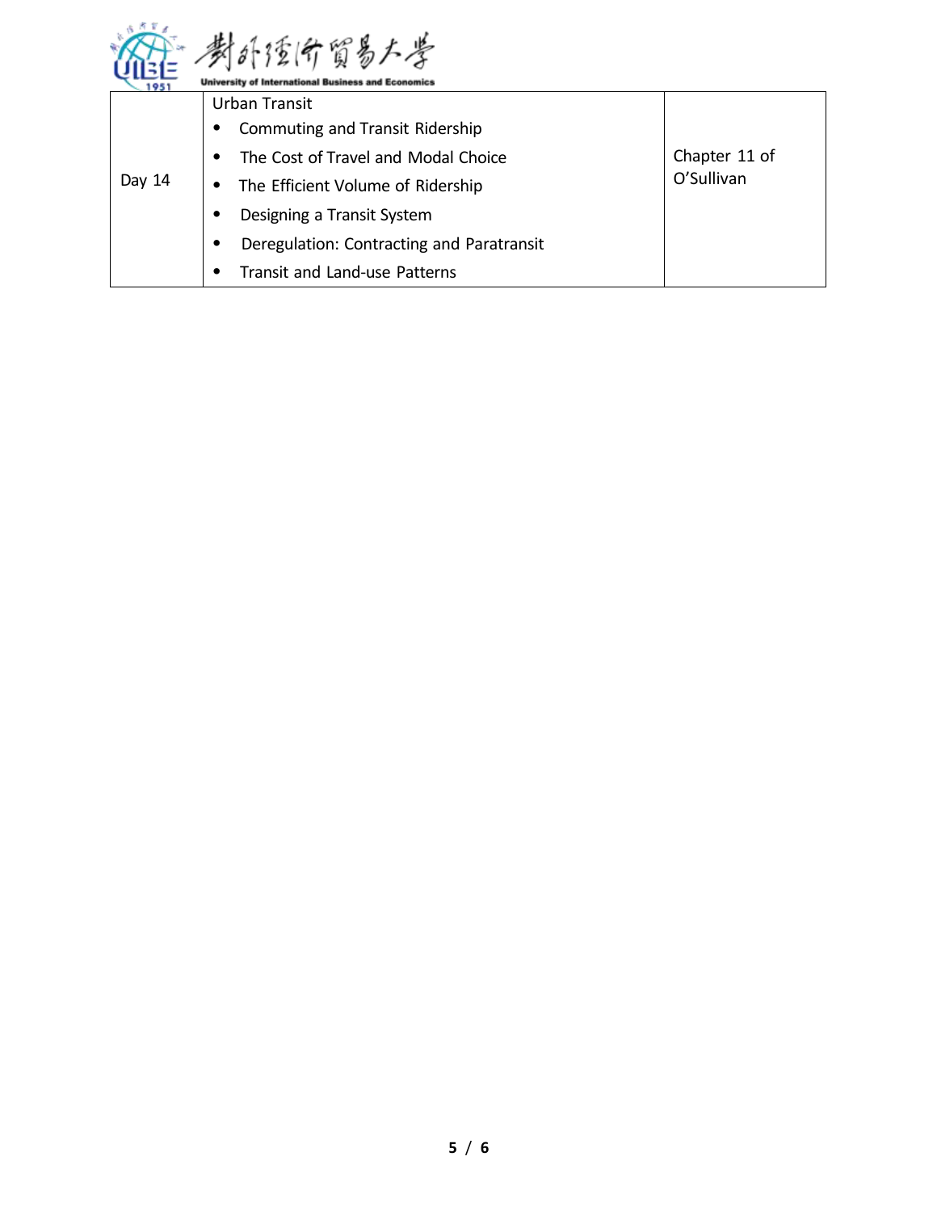| Day 14 | Urban Transit<br>• Commuting and Transit Ridership<br>• The Cost of Travel and Modal Choice<br>• The Efficient Volume of Ridership<br>• Designing a Transit System<br>• Deregulation: Contracting and Paratransit<br>• Transit and Land-use Patterns | Chapter 11 of O'Sullivan |
|---|---|---|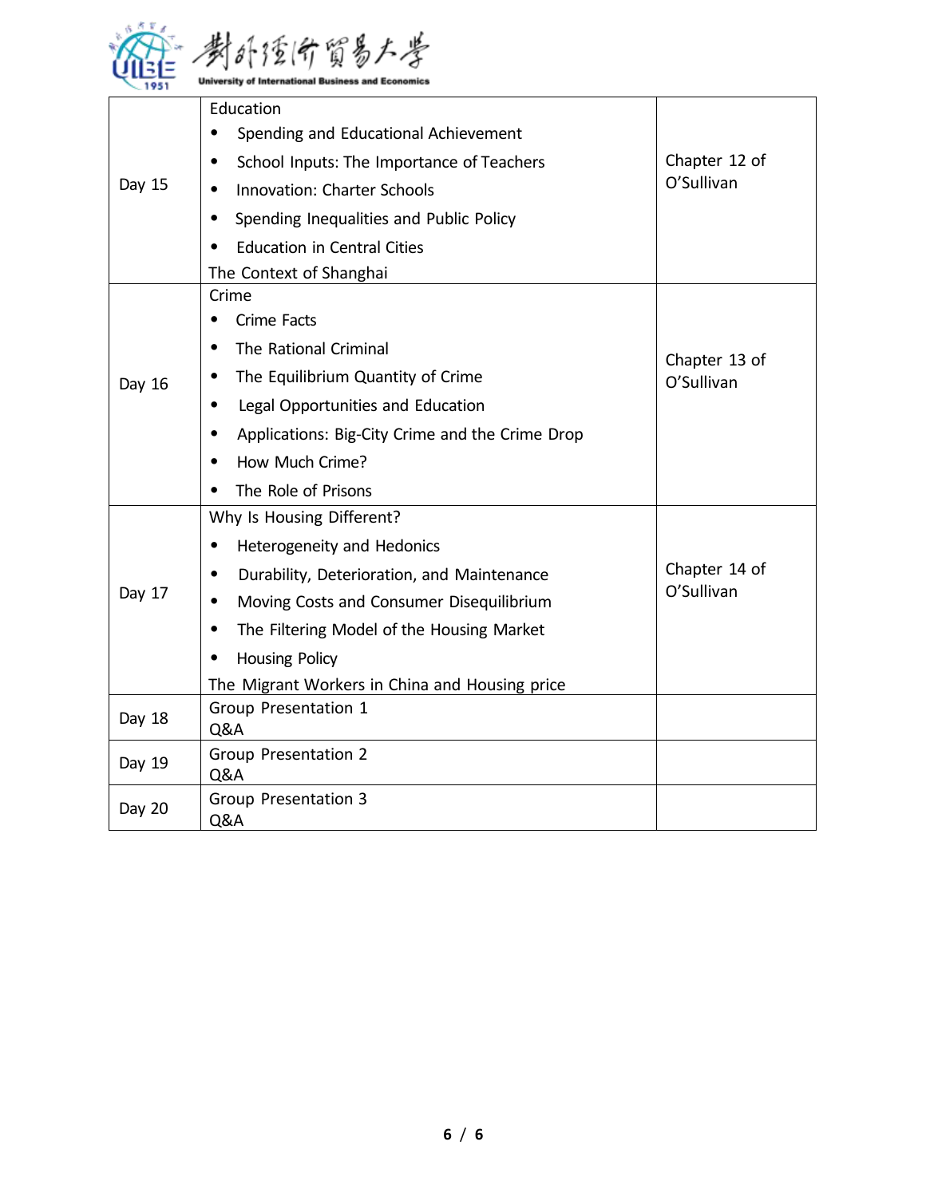| | | |
|---|---|---|
| Day 15 | Education<br>• Spending and Educational Achievement<br>• School Inputs: The Importance of Teachers<br>• Innovation: Charter Schools<br>• Spending Inequalities and Public Policy<br>• Education in Central Cities<br>The Context of Shanghai | Chapter 12 of O'Sullivan |
| Day 16 | Crime<br>• Crime Facts<br>• The Rational Criminal<br>• The Equilibrium Quantity of Crime<br>• Legal Opportunities and Education<br>• Applications: Big-City Crime and the Crime Drop<br>• How Much Crime?<br>• The Role of Prisons | Chapter 13 of O'Sullivan |
| Day 17 | Why Is Housing Different?<br>• Heterogeneity and Hedonics<br>• Durability, Deterioration, and Maintenance<br>• Moving Costs and Consumer Disequilibrium<br>• The Filtering Model of the Housing Market<br>• Housing Policy<br>The Migrant Workers in China and Housing price | Chapter 14 of O'Sullivan |
| Day 18 | Group Presentation 1<br>Q&A | |
| Day 19 | Group Presentation 2<br>Q&A | |
| Day 20 | Group Presentation 3<br>Q&A | |